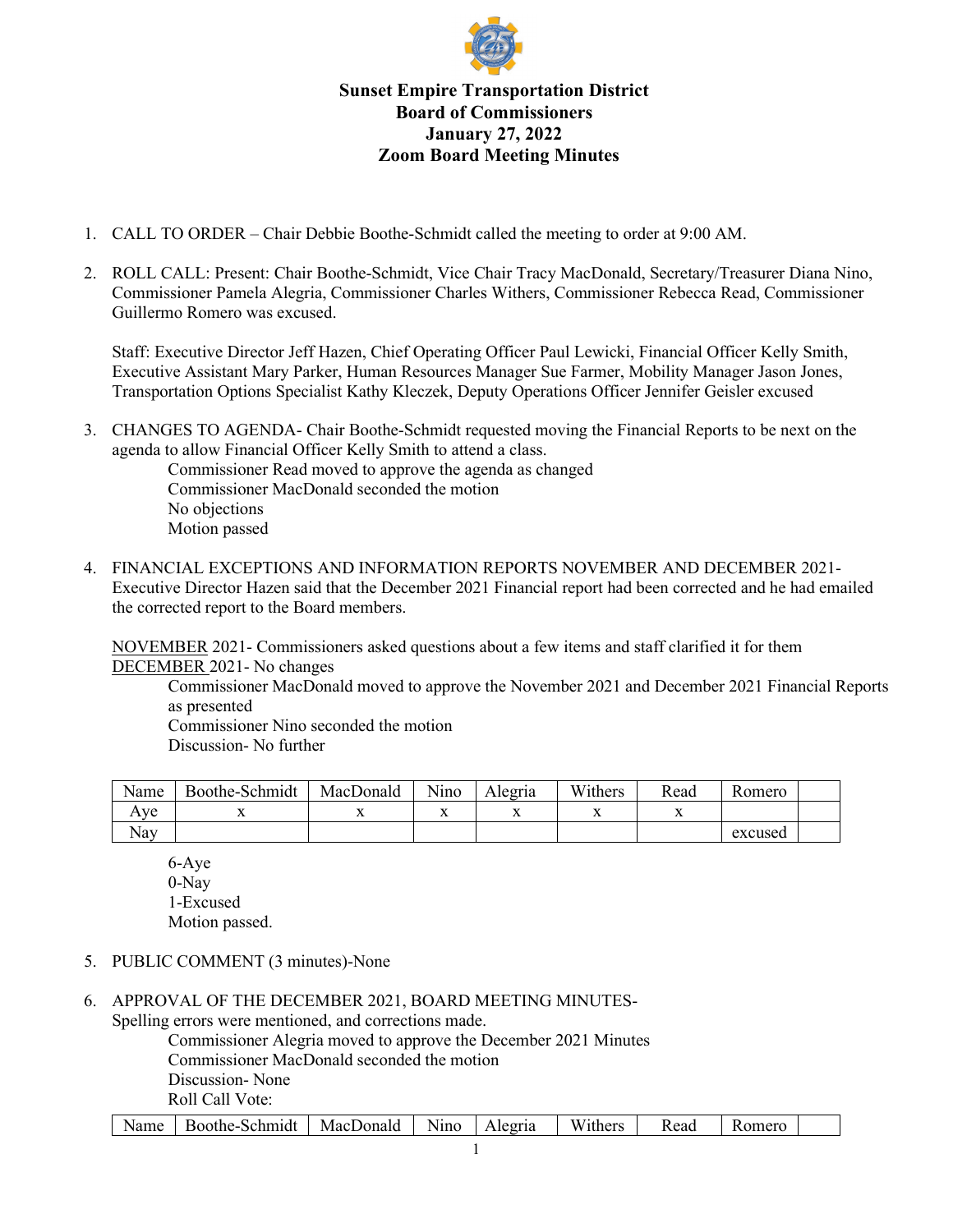# Sunset Empire Transportation District
## Board of Commissioners
## January 27, 2022
## Zoom Board Meeting Minutes

1. CALL TO ORDER – Chair Debbie Boothe-Schmidt called the meeting to order at 9:00 AM.

2. ROLL CALL: Present: Chair Boothe-Schmidt, Vice Chair Tracy MacDonald, Secretary/Treasurer Diana Nino, Commissioner Pamela Alegria, Commissioner Charles Withers, Commissioner Rebecca Read, Commissioner Guillermo Romero was excused.

   Staff: Executive Director Jeff Hazen, Chief Operating Officer Paul Lewicki, Financial Officer Kelly Smith, Executive Assistant Mary Parker, Human Resources Manager Sue Farmer, Mobility Manager Jason Jones, Transportation Options Specialist Kathy Kleczek, Deputy Operations Officer Jennifer Geisler excused

3. CHANGES TO AGENDA- Chair Boothe-Schmidt requested moving the Financial Reports to be next on the agenda to allow Financial Officer Kelly Smith to attend a class.

   Commissioner Read moved to approve the agenda as changed
   Commissioner MacDonald seconded the motion
   No objections
   Motion passed

4. FINANCIAL EXCEPTIONS AND INFORMATION REPORTS NOVEMBER AND DECEMBER 2021- Executive Director Hazen said that the December 2021 Financial report had been corrected and he had emailed the corrected report to the Board members.

   NOVEMBER 2021- Commissioners asked questions about a few items and staff clarified it for them
   DECEMBER 2021- No changes

   Commissioner MacDonald moved to approve the November 2021 and December 2021 Financial Reports as presented
   Commissioner Nino seconded the motion
   Discussion- No further

| Name | Boothe-Schmidt | MacDonald | Nino | Alegria | Withers | Read | Romero | |
|---|---|---|---|---|---|---|---|---|
| Aye | x | x | x | x | x | x | | |
| Nay | | | | | | | excused | |

   6-Aye
   0-Nay
   1-Excused
   Motion passed.

5. PUBLIC COMMENT (3 minutes)-None

6. APPROVAL OF THE DECEMBER 2021, BOARD MEETING MINUTES- Spelling errors were mentioned, and corrections made.

   Commissioner Alegria moved to approve the December 2021 Minutes
   Commissioner MacDonald seconded the motion
   Discussion- None
   Roll Call Vote:

| Name | Boothe-Schmidt | MacDonald | Nino | Alegria | Withers | Read | Romero | |
|---|---|---|---|---|---|---|---|---|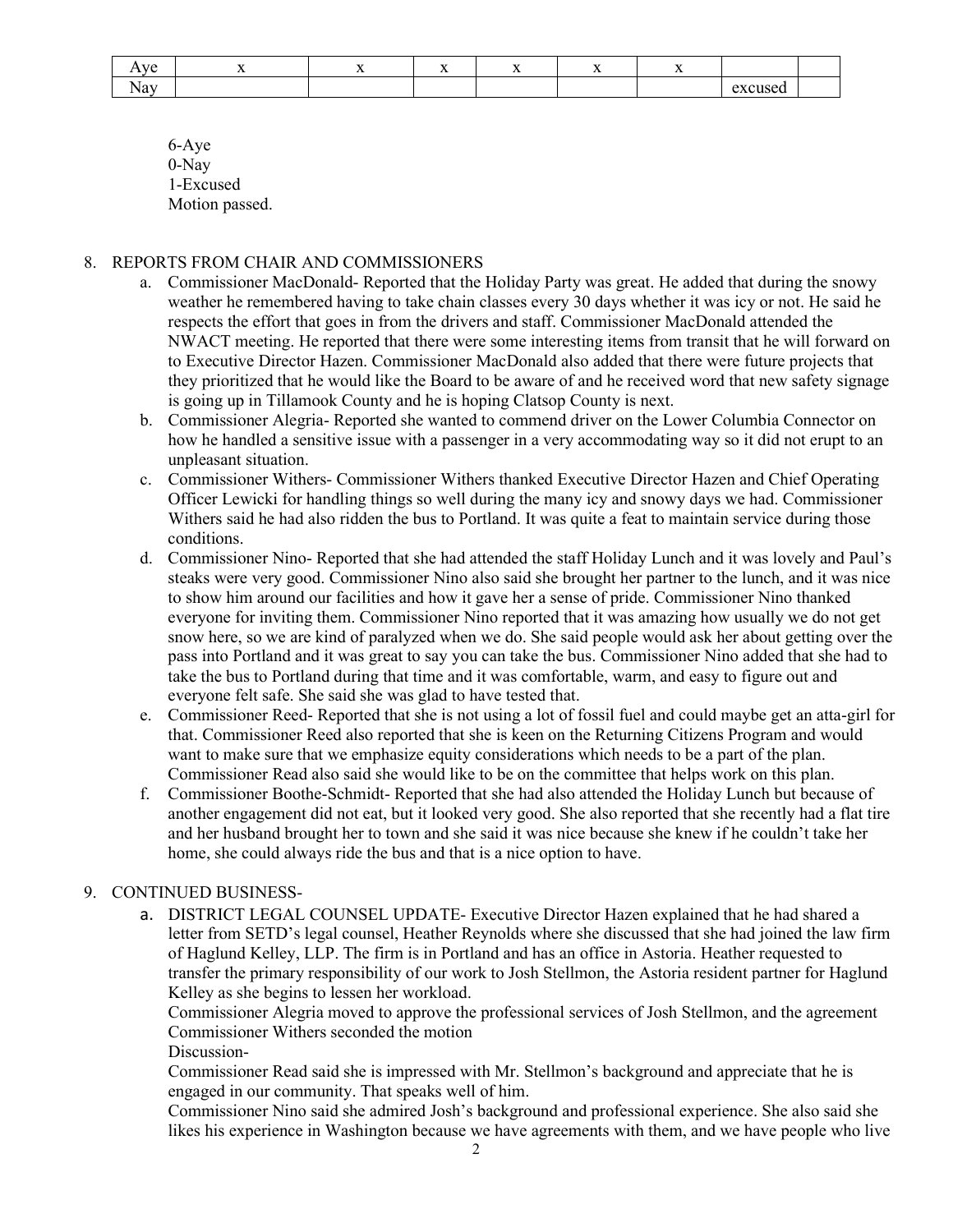| Aye | x | x | x | x | x | x | | |
|---|---|---|---|---|---|---|---|---|
| Nay | | | | | | | excused | |

6-Aye
0-Nay
1-Excused
Motion passed.

8. REPORTS FROM CHAIR AND COMMISSIONERS
   a. Commissioner MacDonald- Reported that the Holiday Party was great. He added that during the snowy weather he remembered having to take chain classes every 30 days whether it was icy or not. He said he respects the effort that goes in from the drivers and staff. Commissioner MacDonald attended the NWACT meeting. He reported that there were some interesting items from transit that he will forward on to Executive Director Hazen. Commissioner MacDonald also added that there were future projects that they prioritized that he would like the Board to be aware of and he received word that new safety signage is going up in Tillamook County and he is hoping Clatsop County is next.
   b. Commissioner Alegria- Reported she wanted to commend driver on the Lower Columbia Connector on how he handled a sensitive issue with a passenger in a very accommodating way so it did not erupt to an unpleasant situation.
   c. Commissioner Withers- Commissioner Withers thanked Executive Director Hazen and Chief Operating Officer Lewicki for handling things so well during the many icy and snowy days we had. Commissioner Withers said he had also ridden the bus to Portland. It was quite a feat to maintain service during those conditions.
   d. Commissioner Nino- Reported that she had attended the staff Holiday Lunch and it was lovely and Paul's steaks were very good. Commissioner Nino also said she brought her partner to the lunch, and it was nice to show him around our facilities and how it gave her a sense of pride. Commissioner Nino thanked everyone for inviting them. Commissioner Nino reported that it was amazing how usually we do not get snow here, so we are kind of paralyzed when we do. She said people would ask her about getting over the pass into Portland and it was great to say you can take the bus. Commissioner Nino added that she had to take the bus to Portland during that time and it was comfortable, warm, and easy to figure out and everyone felt safe. She said she was glad to have tested that.
   e. Commissioner Reed- Reported that she is not using a lot of fossil fuel and could maybe get an atta-girl for that. Commissioner Reed also reported that she is keen on the Returning Citizens Program and would want to make sure that we emphasize equity considerations which needs to be a part of the plan. Commissioner Read also said she would like to be on the committee that helps work on this plan.
   f. Commissioner Boothe-Schmidt- Reported that she had also attended the Holiday Lunch but because of another engagement did not eat, but it looked very good. She also reported that she recently had a flat tire and her husband brought her to town and she said it was nice because she knew if he couldn't take her home, she could always ride the bus and that is a nice option to have.

9. CONTINUED BUSINESS-
   a. DISTRICT LEGAL COUNSEL UPDATE- Executive Director Hazen explained that he had shared a letter from SETD's legal counsel, Heather Reynolds where she discussed that she had joined the law firm of Haglund Kelley, LLP. The firm is in Portland and has an office in Astoria. Heather requested to transfer the primary responsibility of our work to Josh Stellmon, the Astoria resident partner for Haglund Kelley as she begins to lessen her workload.

      Commissioner Alegria moved to approve the professional services of Josh Stellmon, and the agreement
      Commissioner Withers seconded the motion
      Discussion-
      Commissioner Read said she is impressed with Mr. Stellmon's background and appreciate that he is engaged in our community. That speaks well of him.
      Commissioner Nino said she admired Josh's background and professional experience. She also said she likes his experience in Washington because we have agreements with them, and we have people who live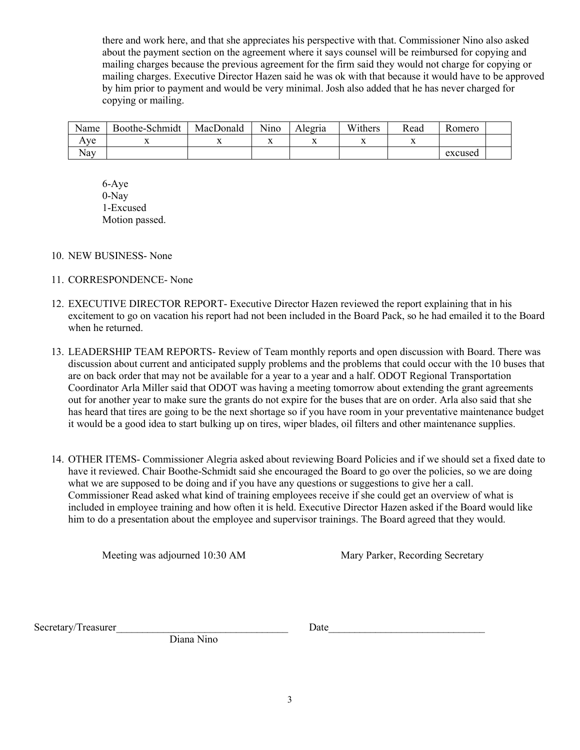there and work here, and that she appreciates his perspective with that. Commissioner Nino also asked about the payment section on the agreement where it says counsel will be reimbursed for copying and mailing charges because the previous agreement for the firm said they would not charge for copying or mailing charges. Executive Director Hazen said he was ok with that because it would have to be approved by him prior to payment and would be very minimal. Josh also added that he has never charged for copying or mailing.

| Name | Boothe-Schmidt | MacDonald | Nino | Alegria | Withers | Read | Romero | |
|---|---|---|---|---|---|---|---|---|
| Aye | x | x | x | x | x | x | | |
| Nay | | | | | | | excused | |

6-Aye
0-Nay
1-Excused
Motion passed.

10. NEW BUSINESS- None

11. CORRESPONDENCE- None

12. EXECUTIVE DIRECTOR REPORT- Executive Director Hazen reviewed the report explaining that in his excitement to go on vacation his report had not been included in the Board Pack, so he had emailed it to the Board when he returned.

13. LEADERSHIP TEAM REPORTS- Review of Team monthly reports and open discussion with Board. There was discussion about current and anticipated supply problems and the problems that could occur with the 10 buses that are on back order that may not be available for a year to a year and a half. ODOT Regional Transportation Coordinator Arla Miller said that ODOT was having a meeting tomorrow about extending the grant agreements out for another year to make sure the grants do not expire for the buses that are on order. Arla also said that she has heard that tires are going to be the next shortage so if you have room in your preventative maintenance budget it would be a good idea to start bulking up on tires, wiper blades, oil filters and other maintenance supplies.

14. OTHER ITEMS- Commissioner Alegria asked about reviewing Board Policies and if we should set a fixed date to have it reviewed. Chair Boothe-Schmidt said she encouraged the Board to go over the policies, so we are doing what we are supposed to be doing and if you have any questions or suggestions to give her a call. Commissioner Read asked what kind of training employees receive if she could get an overview of what is included in employee training and how often it is held. Executive Director Hazen asked if the Board would like him to do a presentation about the employee and supervisor trainings. The Board agreed that they would.

Meeting was adjourned 10:30 AM

Mary Parker, Recording Secretary

Secretary/Treasurer_________________________________ Date______________________________

Diana Nino